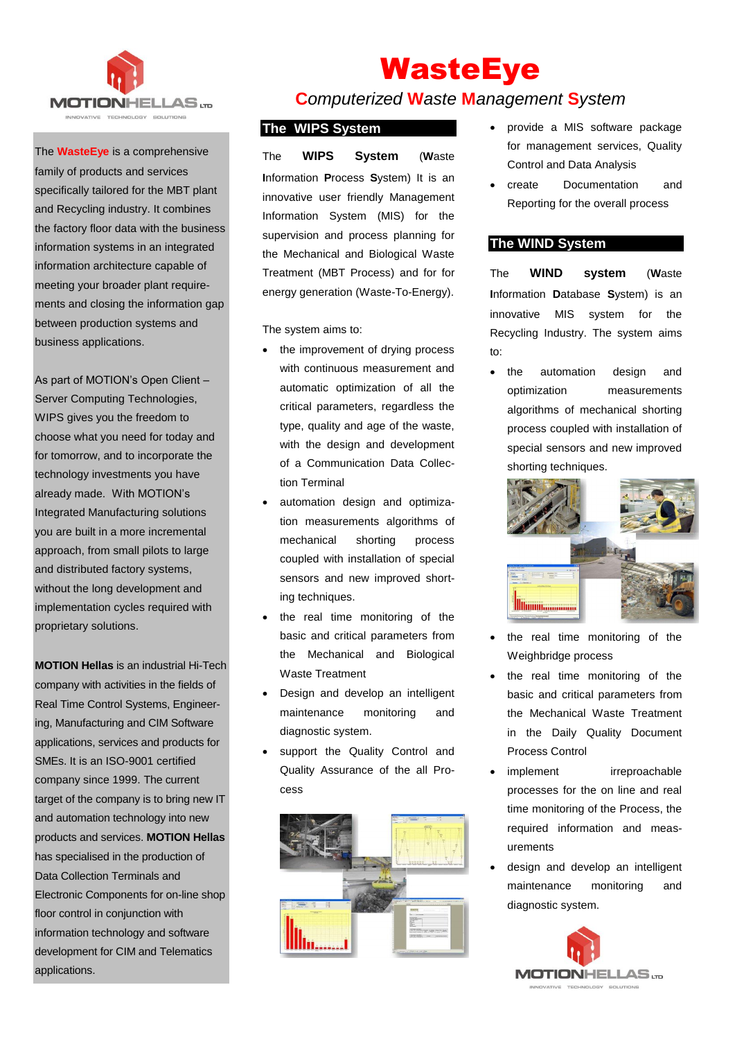# WasteEye

## *Computerized Waste Management System*

The **WasteEye** is a comprehensive family of products and services specifically tailored for the MBT plant and Recycling industry. It combines the factory floor data with the business information systems in an integrated information architecture capable of meeting your broader plant requirements and closing the information gap between production systems and business applications.

As part of MOTION's Open Client – Server Computing Technologies, WIPS gives you the freedom to choose what you need for today and for tomorrow, and to incorporate the technology investments you have already made. With MOTION's Integrated Manufacturing solutions you are built in a more incremental approach, from small pilots to large and distributed factory systems, without the long development and implementation cycles required with proprietary solutions.

**MOTION Hellas** is an industrial Hi-Tech company with activities in the fields of Real Time Control Systems, Engineering, Manufacturing and CIM Software applications, services and products for SMEs. It is an ISO-9001 certified company since 1999. The current target of the company is to bring new IT and automation technology into new products and services. **MOTION Hellas** has specialised in the production of Data Collection Terminals and Electronic Components for on-line shop floor control in conjunction with information technology and software development for CIM and Telematics applications.

## The WIPS System

The **WIPS System** (**W**aste **I**nformation **P**rocess **S**ystem) It is an innovative user friendly Management Information System (MIS) for the supervision and process planning for the Mechanical and Biological Waste Treatment (MBT Process) and for for energy generation (Waste-To-Energy).

The system aims to:

- the improvement of drying process with continuous measurement and automatic optimization of all the critical parameters, regardless the type, quality and age of the waste, with the design and development of a Communication Data Collection Terminal
- automation design and optimization measurements algorithms of mechanical shorting process coupled with installation of special sensors and new improved shorting techniques.
- the real time monitoring of the basic and critical parameters from the Mechanical and Biological Waste Treatment
- Design and develop an intelligent maintenance monitoring and diagnostic system.
- support the Quality Control and Quality Assurance of the all Process
- provide a MIS software package for management services, Quality Control and Data Analysis
- create Documentation and Reporting for the overall process

## The WIND System

The **WIND system** (**W**aste **I**nformation **D**atabase **S**ystem) is an innovative MIS system for the Recycling Industry. The system aims to:

- the automation design and optimization measurements algorithms of mechanical shorting process coupled with installation of special sensors and new improved shorting techniques.
- the real time monitoring of the Weighbridge process
- the real time monitoring of the basic and critical parameters from the Mechanical Waste Treatment in the Daily Quality Document Process Control
- implement irreproachable processes for the on line and real time monitoring of the Process, the required information and measurements
- design and develop an intelligent maintenance monitoring and diagnostic system.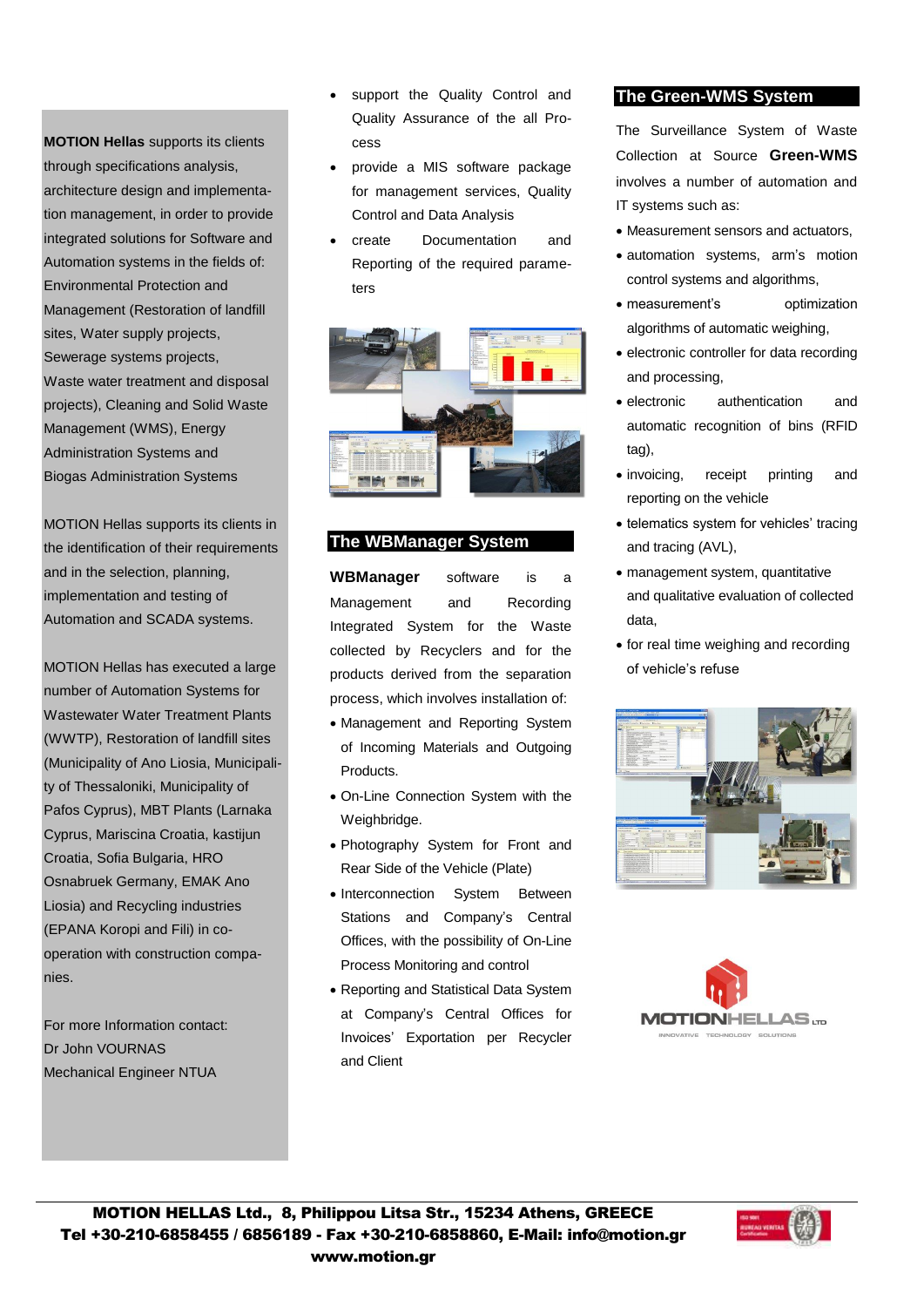**MOTION Hellas** supports its clients through specifications analysis, architecture design and implementation management, in order to provide integrated solutions for Software and Automation systems in the fields of: Environmental Protection and Management (Restoration of landfill sites, Water supply projects, Sewerage systems projects, Waste water treatment and disposal projects), Cleaning and Solid Waste Management (WMS), Energy Administration Systems and Biogas Administration Systems

MOTION Hellas supports its clients in the identification of their requirements and in the selection, planning, implementation and testing of Automation and SCADA systems.

MOTION Hellas has executed a large number of Automation Systems for Wastewater Water Treatment Plants (WWTP), Restoration of landfill sites (Municipality of Ano Liosia, Municipality of Thessaloniki, Municipality of Pafos Cyprus), MBT Plants (Larnaka Cyprus, Mariscina Croatia, kastijun Croatia, Sofia Bulgaria, HRO Osnabruek Germany, EMAK Ano Liosia) and Recycling industries (EPANA Koropi and Fili) in co-operation with construction companies.

For more Information contact:
Dr John VOURNAS
Mechanical Engineer NTUA

- support the Quality Control and Quality Assurance of the all Process
- provide a MIS software package for management services, Quality Control and Data Analysis
- create Documentation and Reporting of the required parameters

## The WBManager System

**WBManager** software is a Management and Recording Integrated System for the Waste collected by Recyclers and for the products derived from the separation process, which involves installation of:

- Management and Reporting System of Incoming Materials and Outgoing Products.
- On-Line Connection System with the Weighbridge.
- Photography System for Front and Rear Side of the Vehicle (Plate)
- Interconnection System Between Stations and Company's Central Offices, with the possibility of On-Line Process Monitoring and control
- Reporting and Statistical Data System at Company's Central Offices for Invoices' Exportation per Recycler and Client

## The Green-WMS System

The Surveillance System of Waste Collection at Source **Green-WMS** involves a number of automation and IT systems such as:

- Measurement sensors and actuators,
- automation systems, arm's motion control systems and algorithms,
- measurement's optimization algorithms of automatic weighing,
- electronic controller for data recording and processing,
- electronic authentication and automatic recognition of bins (RFID tag),
- invoicing, receipt printing and reporting on the vehicle
- telematics system for vehicles' tracing and tracing (AVL),
- management system, quantitative and qualitative evaluation of collected data,
- for real time weighing and recording of vehicle's refuse

MOTIONHELLAS LTD
INNOVATIVE TECHNOLOGY SOLUTIONS

**MOTION HELLAS Ltd., 8, Philippou Litsa Str., 15234 Athens, GREECE**
**Tel +30-210-6858455 / 6856189 - Fax +30-210-6858860, E-Mail: info@motion.gr**
**www.motion.gr**